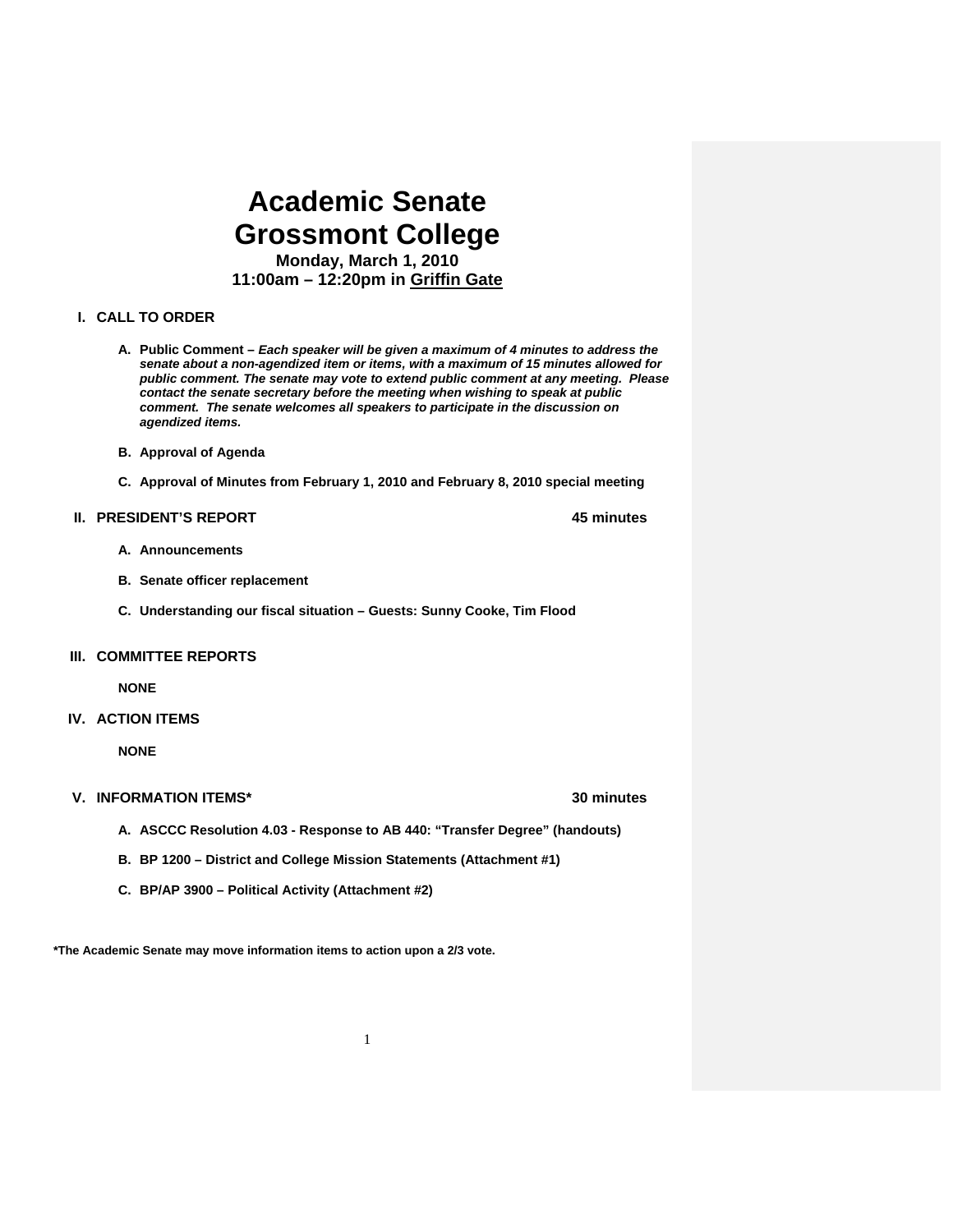# Academic Senate
# Grossmont College

**Monday, March 1, 2010**
**11:00am – 12:20pm in Griffin Gate**

## I. CALL TO ORDER

**A. Public Comment –** ***Each speaker will be given a maximum of 4 minutes to address the senate about a non-agendized item or items, with a maximum of 15 minutes allowed for public comment. The senate may vote to extend public comment at any meeting. Please contact the senate secretary before the meeting when wishing to speak at public comment. The senate welcomes all speakers to participate in the discussion on agendized items.***

**B. Approval of Agenda**

**C. Approval of Minutes from February 1, 2010 and February 8, 2010 special meeting**

## II. PRESIDENT'S REPORT — 45 minutes

**A. Announcements**

**B. Senate officer replacement**

**C. Understanding our fiscal situation – Guests: Sunny Cooke, Tim Flood**

## III. COMMITTEE REPORTS

**NONE**

## IV. ACTION ITEMS

**NONE**

## V. INFORMATION ITEMS* — 30 minutes

**A. ASCCC Resolution 4.03 - Response to AB 440: "Transfer Degree" (handouts)**

**B. BP 1200 – District and College Mission Statements (Attachment #1)**

**C. BP/AP 3900 – Political Activity (Attachment #2)**

**\*The Academic Senate may move information items to action upon a 2/3 vote.**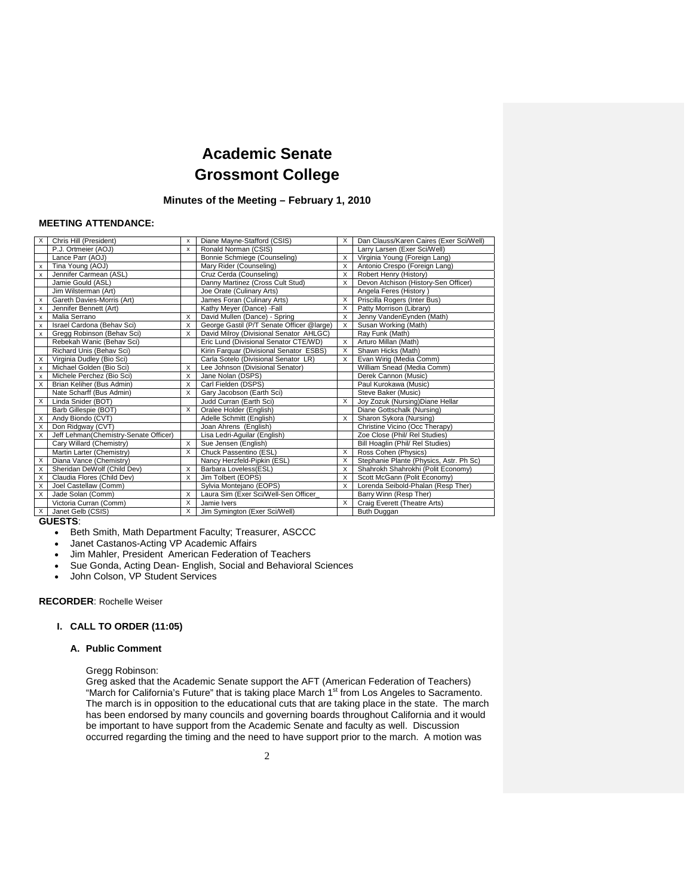# Academic Senate
# Grossmont College

### Minutes of the Meeting – February 1, 2010

**MEETING ATTENDANCE:**

| | | | | | |
|---|---|---|---|---|---|
| X | Chris Hill (President) | x | Diane Mayne-Stafford (CSIS) | X | Dan Clauss/Karen Caires (Exer Sci/Well) |
| | P.J. Ortmeier (AOJ) | x | Ronald Norman (CSIS) | | Larry Larsen (Exer Sci/Well) |
| | Lance Parr (AOJ) | | Bonnie Schmiege (Counseling) | X | Virginia Young (Foreign Lang) |
| x | Tina Young (AOJ) | | Mary Rider (Counseling) | X | Antonio Crespo (Foreign Lang) |
| x | Jennifer Carmean (ASL) | | Cruz Cerda (Counseling) | X | Robert Henry (History) |
| | Jamie Gould (ASL) | | Danny Martinez (Cross Cult Stud) | X | Devon Atchison (History-Sen Officer) |
| | Jim Wilsterman (Art) | | Joe Orate (Culinary Arts) | | Angela Feres (History ) |
| x | Gareth Davies-Morris (Art) | | James Foran (Culinary Arts) | X | Priscilla Rogers (Inter Bus) |
| x | Jennifer Bennett (Art) | | Kathy Meyer (Dance) -Fall | X | Patty Morrison (Library) |
| x | Malia Serrano | X | David Mullen (Dance) - Spring | X | Jenny VandenEynden (Math) |
| x | Israel Cardona (Behav Sci) | X | George Gastil (P/T Senate Officer @large) | X | Susan Working (Math) |
| x | Gregg Robinson (Behav Sci) | X | David Milroy (Divisional Senator AHLGC) | | Ray Funk (Math) |
| | Rebekah Wanic (Behav Sci) | | Eric Lund (Divisional Senator CTE/WD) | X | Arturo Millan (Math) |
| | Richard Unis (Behav Sci) | | Kirin Farquar (Divisional Senator ESBS) | X | Shawn Hicks (Math) |
| X | Virginia Dudley (Bio Sci) | | Carla Sotelo (Divisional Senator LR) | X | Evan Wirig (Media Comm) |
| x | Michael Golden (Bio Sci) | X | Lee Johnson (Divisional Senator) | | William Snead (Media Comm) |
| x | Michele Perchez (Bio Sci) | X | Jane Nolan (DSPS) | | Derek Cannon (Music) |
| X | Brian Keliher (Bus Admin) | X | Carl Fielden (DSPS) | | Paul Kurokawa (Music) |
| | Nate Scharff (Bus Admin) | X | Gary Jacobson (Earth Sci) | | Steve Baker (Music) |
| X | Linda Snider (BOT) | | Judd Curran (Earth Sci) | X | Joy Zozuk (Nursing)Diane Hellar |
| | Barb Gillespie (BOT) | X | Oralee Holder (English) | | Diane Gottschalk (Nursing) |
| X | Andy Biondo (CVT) | | Adelle Schmitt (English) | X | Sharon Sykora (Nursing) |
| X | Don Ridgway (CVT) | | Joan Ahrens (English) | | Christine Vicino (Occ Therapy) |
| X | Jeff Lehman(Chemistry-Senate Officer) | | Lisa Ledri-Aguilar (English) | | Zoe Close (Phil/ Rel Studies) |
| | Cary Willard (Chemistry) | X | Sue Jensen (English) | | Bill Hoaglin (Phil/ Rel Studies) |
| | Martin Larter (Chemistry) | X | Chuck Passentino (ESL) | X | Ross Cohen (Physics) |
| X | Diana Vance (Chemistry) | | Nancy Herzfeld-Pipkin (ESL) | X | Stephanie Plante (Physics, Astr. Ph Sc) |
| X | Sheridan DeWolf (Child Dev) | X | Barbara Loveless(ESL) | X | Shahrokh Shahrokhi (Polit Economy) |
| X | Claudia Flores (Child Dev) | X | Jim Tolbert (EOPS) | X | Scott McGann (Polit Economy) |
| X | Joel Castellaw (Comm) | | Sylvia Montejano (EOPS) | X | Lorenda Seibold-Phalan (Resp Ther) |
| X | Jade Solan (Comm) | X | Laura Sim (Exer Sci/Well-Sen Officer_ | | Barry Winn (Resp Ther) |
| | Victoria Curran (Comm) | X | Jamie Ivers | X | Craig Everett (Theatre Arts) |
| X | Janet Gelb (CSIS) | X | Jim Symington (Exer Sci/Well) | | Buth Duggan |

**GUESTS**:

- Beth Smith, Math Department Faculty; Treasurer, ASCCC
- Janet Castanos-Acting VP Academic Affairs
- Jim Mahler, President American Federation of Teachers
- Sue Gonda, Acting Dean- English, Social and Behavioral Sciences
- John Colson, VP Student Services

**RECORDER**: Rochelle Weiser

## I. CALL TO ORDER (11:05)

### A. Public Comment

Gregg Robinson:
Greg asked that the Academic Senate support the AFT (American Federation of Teachers) "March for California's Future" that is taking place March 1st from Los Angeles to Sacramento. The march is in opposition to the educational cuts that are taking place in the state. The march has been endorsed by many councils and governing boards throughout California and it would be important to have support from the Academic Senate and faculty as well. Discussion occurred regarding the timing and the need to have support prior to the march. A motion was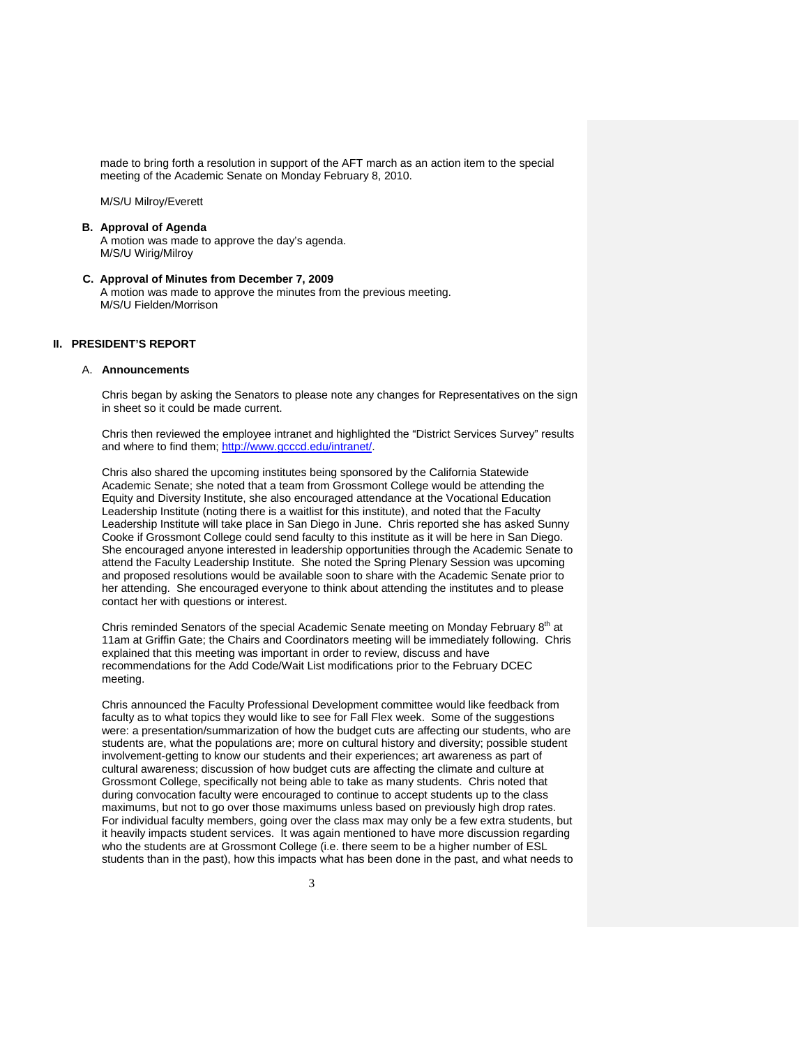made to bring forth a resolution in support of the AFT march as an action item to the special meeting of the Academic Senate on Monday February 8, 2010.

M/S/U Milroy/Everett

**B. Approval of Agenda**

A motion was made to approve the day's agenda.
M/S/U Wirig/Milroy

**C. Approval of Minutes from December 7, 2009**

A motion was made to approve the minutes from the previous meeting.
M/S/U Fielden/Morrison

## II. PRESIDENT'S REPORT

### A. Announcements

Chris began by asking the Senators to please note any changes for Representatives on the sign in sheet so it could be made current.

Chris then reviewed the employee intranet and highlighted the "District Services Survey" results and where to find them; http://www.gcccd.edu/intranet/.

Chris also shared the upcoming institutes being sponsored by the California Statewide Academic Senate; she noted that a team from Grossmont College would be attending the Equity and Diversity Institute, she also encouraged attendance at the Vocational Education Leadership Institute (noting there is a waitlist for this institute), and noted that the Faculty Leadership Institute will take place in San Diego in June. Chris reported she has asked Sunny Cooke if Grossmont College could send faculty to this institute as it will be here in San Diego. She encouraged anyone interested in leadership opportunities through the Academic Senate to attend the Faculty Leadership Institute. She noted the Spring Plenary Session was upcoming and proposed resolutions would be available soon to share with the Academic Senate prior to her attending. She encouraged everyone to think about attending the institutes and to please contact her with questions or interest.

Chris reminded Senators of the special Academic Senate meeting on Monday February 8th at 11am at Griffin Gate; the Chairs and Coordinators meeting will be immediately following. Chris explained that this meeting was important in order to review, discuss and have recommendations for the Add Code/Wait List modifications prior to the February DCEC meeting.

Chris announced the Faculty Professional Development committee would like feedback from faculty as to what topics they would like to see for Fall Flex week. Some of the suggestions were: a presentation/summarization of how the budget cuts are affecting our students, who are students are, what the populations are; more on cultural history and diversity; possible student involvement-getting to know our students and their experiences; art awareness as part of cultural awareness; discussion of how budget cuts are affecting the climate and culture at Grossmont College, specifically not being able to take as many students. Chris noted that during convocation faculty were encouraged to continue to accept students up to the class maximums, but not to go over those maximums unless based on previously high drop rates. For individual faculty members, going over the class max may only be a few extra students, but it heavily impacts student services. It was again mentioned to have more discussion regarding who the students are at Grossmont College (i.e. there seem to be a higher number of ESL students than in the past), how this impacts what has been done in the past, and what needs to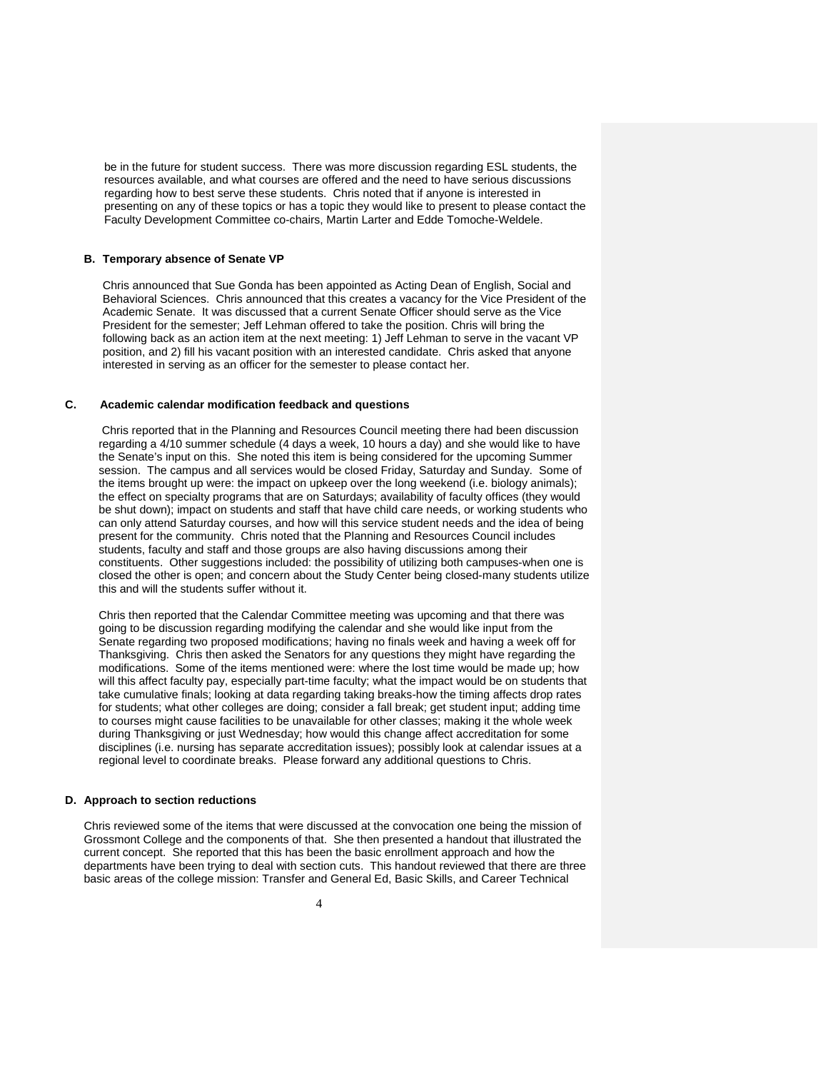be in the future for student success. There was more discussion regarding ESL students, the resources available, and what courses are offered and the need to have serious discussions regarding how to best serve these students. Chris noted that if anyone is interested in presenting on any of these topics or has a topic they would like to present to please contact the Faculty Development Committee co-chairs, Martin Larter and Edde Tomoche-Weldele.

**B. Temporary absence of Senate VP**

Chris announced that Sue Gonda has been appointed as Acting Dean of English, Social and Behavioral Sciences. Chris announced that this creates a vacancy for the Vice President of the Academic Senate. It was discussed that a current Senate Officer should serve as the Vice President for the semester; Jeff Lehman offered to take the position. Chris will bring the following back as an action item at the next meeting: 1) Jeff Lehman to serve in the vacant VP position, and 2) fill his vacant position with an interested candidate. Chris asked that anyone interested in serving as an officer for the semester to please contact her.

**C. Academic calendar modification feedback and questions**

Chris reported that in the Planning and Resources Council meeting there had been discussion regarding a 4/10 summer schedule (4 days a week, 10 hours a day) and she would like to have the Senate's input on this. She noted this item is being considered for the upcoming Summer session. The campus and all services would be closed Friday, Saturday and Sunday. Some of the items brought up were: the impact on upkeep over the long weekend (i.e. biology animals); the effect on specialty programs that are on Saturdays; availability of faculty offices (they would be shut down); impact on students and staff that have child care needs, or working students who can only attend Saturday courses, and how will this service student needs and the idea of being present for the community. Chris noted that the Planning and Resources Council includes students, faculty and staff and those groups are also having discussions among their constituents. Other suggestions included: the possibility of utilizing both campuses-when one is closed the other is open; and concern about the Study Center being closed-many students utilize this and will the students suffer without it.

Chris then reported that the Calendar Committee meeting was upcoming and that there was going to be discussion regarding modifying the calendar and she would like input from the Senate regarding two proposed modifications; having no finals week and having a week off for Thanksgiving. Chris then asked the Senators for any questions they might have regarding the modifications. Some of the items mentioned were: where the lost time would be made up; how will this affect faculty pay, especially part-time faculty; what the impact would be on students that take cumulative finals; looking at data regarding taking breaks-how the timing affects drop rates for students; what other colleges are doing; consider a fall break; get student input; adding time to courses might cause facilities to be unavailable for other classes; making it the whole week during Thanksgiving or just Wednesday; how would this change affect accreditation for some disciplines (i.e. nursing has separate accreditation issues); possibly look at calendar issues at a regional level to coordinate breaks. Please forward any additional questions to Chris.

**D. Approach to section reductions**

Chris reviewed some of the items that were discussed at the convocation one being the mission of Grossmont College and the components of that. She then presented a handout that illustrated the current concept. She reported that this has been the basic enrollment approach and how the departments have been trying to deal with section cuts. This handout reviewed that there are three basic areas of the college mission: Transfer and General Ed, Basic Skills, and Career Technical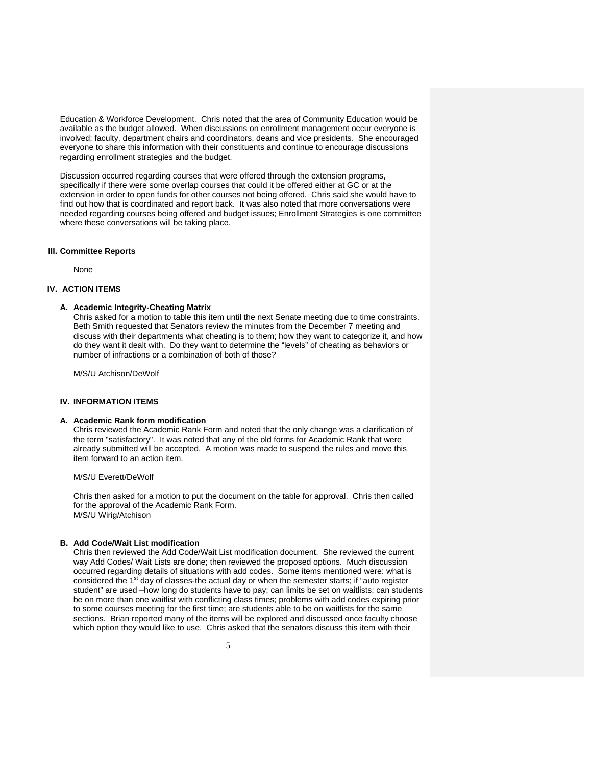Education & Workforce Development. Chris noted that the area of Community Education would be available as the budget allowed. When discussions on enrollment management occur everyone is involved; faculty, department chairs and coordinators, deans and vice presidents. She encouraged everyone to share this information with their constituents and continue to encourage discussions regarding enrollment strategies and the budget.

Discussion occurred regarding courses that were offered through the extension programs, specifically if there were some overlap courses that could it be offered either at GC or at the extension in order to open funds for other courses not being offered. Chris said she would have to find out how that is coordinated and report back. It was also noted that more conversations were needed regarding courses being offered and budget issues; Enrollment Strategies is one committee where these conversations will be taking place.

## III. Committee Reports

None

## IV. ACTION ITEMS

### A. Academic Integrity-Cheating Matrix

Chris asked for a motion to table this item until the next Senate meeting due to time constraints. Beth Smith requested that Senators review the minutes from the December 7 meeting and discuss with their departments what cheating is to them; how they want to categorize it, and how do they want it dealt with. Do they want to determine the "levels" of cheating as behaviors or number of infractions or a combination of both of those?

M/S/U Atchison/DeWolf

## IV. INFORMATION ITEMS

### A. Academic Rank form modification

Chris reviewed the Academic Rank Form and noted that the only change was a clarification of the term "satisfactory". It was noted that any of the old forms for Academic Rank that were already submitted will be accepted. A motion was made to suspend the rules and move this item forward to an action item.

M/S/U Everett/DeWolf

Chris then asked for a motion to put the document on the table for approval. Chris then called for the approval of the Academic Rank Form.
M/S/U Wirig/Atchison

### B. Add Code/Wait List modification

Chris then reviewed the Add Code/Wait List modification document. She reviewed the current way Add Codes/ Wait Lists are done; then reviewed the proposed options. Much discussion occurred regarding details of situations with add codes. Some items mentioned were: what is considered the 1st day of classes-the actual day or when the semester starts; if "auto register student" are used –how long do students have to pay; can limits be set on waitlists; can students be on more than one waitlist with conflicting class times; problems with add codes expiring prior to some courses meeting for the first time; are students able to be on waitlists for the same sections. Brian reported many of the items will be explored and discussed once faculty choose which option they would like to use. Chris asked that the senators discuss this item with their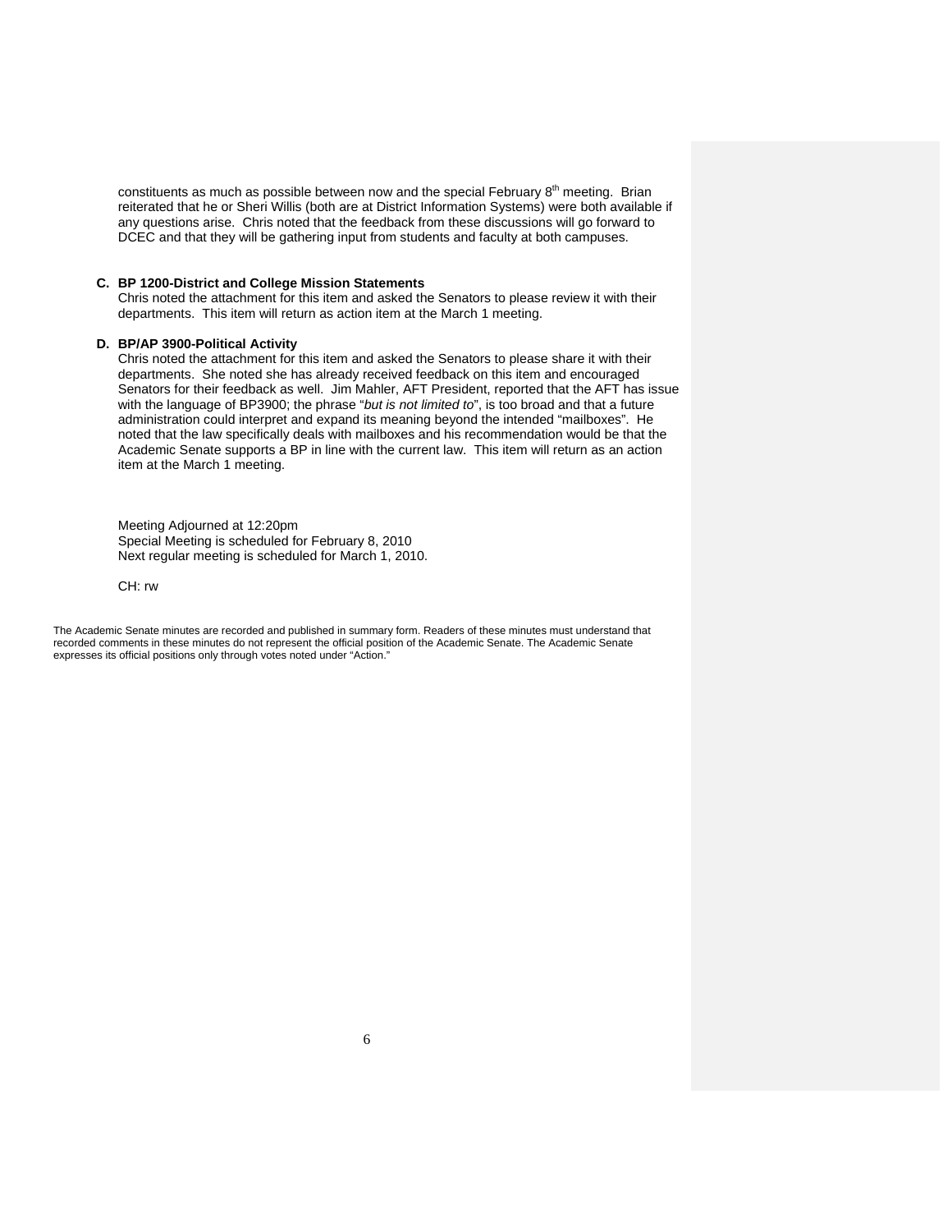constituents as much as possible between now and the special February 8th meeting. Brian reiterated that he or Sheri Willis (both are at District Information Systems) were both available if any questions arise. Chris noted that the feedback from these discussions will go forward to DCEC and that they will be gathering input from students and faculty at both campuses.

**C. BP 1200-District and College Mission Statements**

Chris noted the attachment for this item and asked the Senators to please review it with their departments. This item will return as action item at the March 1 meeting.

**D. BP/AP 3900-Political Activity**

Chris noted the attachment for this item and asked the Senators to please share it with their departments. She noted she has already received feedback on this item and encouraged Senators for their feedback as well. Jim Mahler, AFT President, reported that the AFT has issue with the language of BP3900; the phrase "*but is not limited to*", is too broad and that a future administration could interpret and expand its meaning beyond the intended "mailboxes". He noted that the law specifically deals with mailboxes and his recommendation would be that the Academic Senate supports a BP in line with the current law. This item will return as an action item at the March 1 meeting.

Meeting Adjourned at 12:20pm
Special Meeting is scheduled for February 8, 2010
Next regular meeting is scheduled for March 1, 2010.

CH: rw

The Academic Senate minutes are recorded and published in summary form. Readers of these minutes must understand that recorded comments in these minutes do not represent the official position of the Academic Senate. The Academic Senate expresses its official positions only through votes noted under "Action."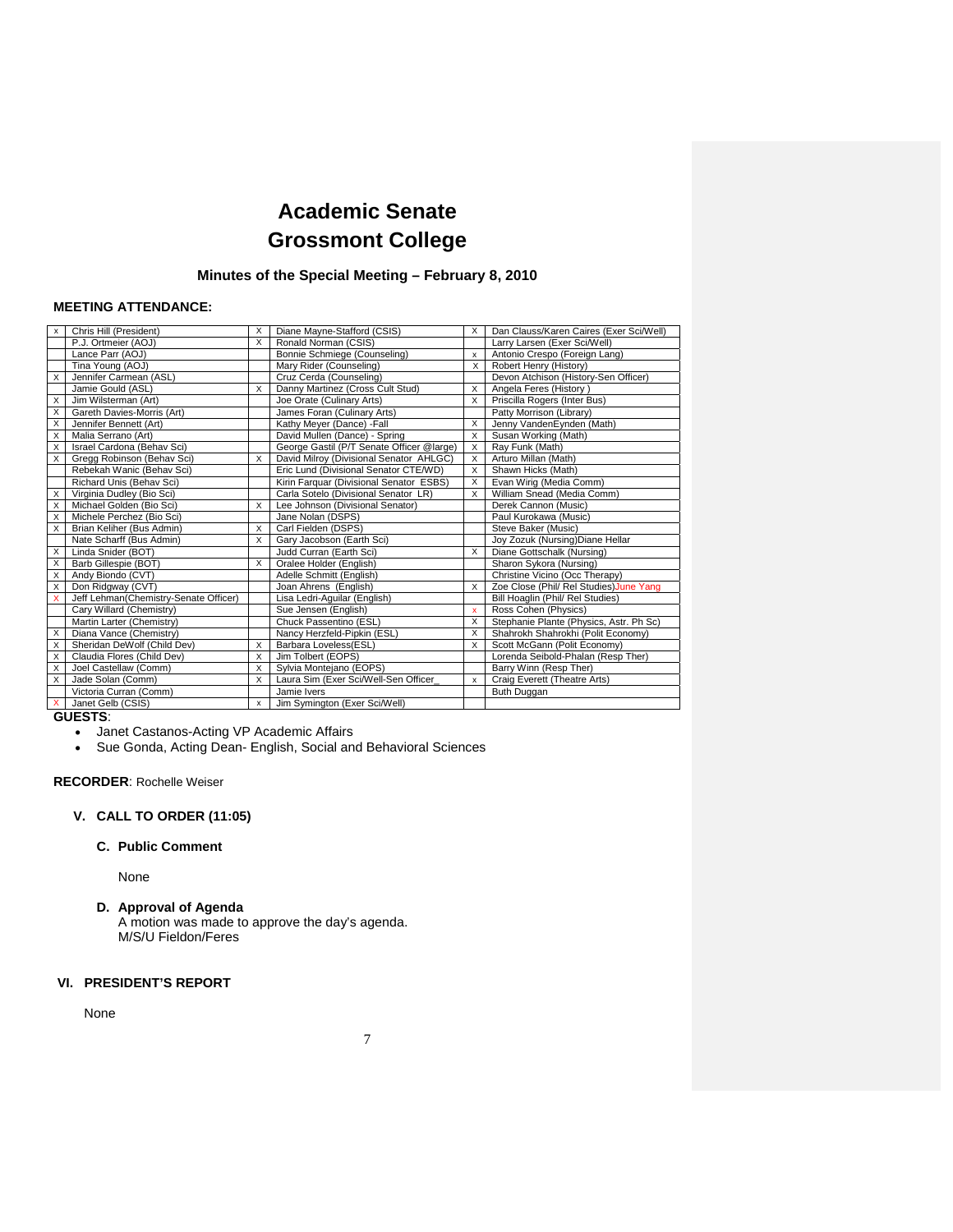# Academic Senate
# Grossmont College

### Minutes of the Special Meeting – February 8, 2010

**MEETING ATTENDANCE:**

| | | | | | |
|---|---|---|---|---|---|
| x | Chris Hill (President) | X | Diane Mayne-Stafford (CSIS) | X | Dan Clauss/Karen Caires (Exer Sci/Well) |
| | P.J. Ortmeier (AOJ) | X | Ronald Norman (CSIS) | | Larry Larsen (Exer Sci/Well) |
| | Lance Parr (AOJ) | | Bonnie Schmiege (Counseling) | x | Antonio Crespo (Foreign Lang) |
| | Tina Young (AOJ) | | Mary Rider (Counseling) | X | Robert Henry (History) |
| X | Jennifer Carmean (ASL) | | Cruz Cerda (Counseling) | | Devon Atchison (History-Sen Officer) |
| | Jamie Gould (ASL) | X | Danny Martinez (Cross Cult Stud) | X | Angela Feres (History ) |
| X | Jim Wilsterman (Art) | | Joe Orate (Culinary Arts) | X | Priscilla Rogers (Inter Bus) |
| X | Gareth Davies-Morris (Art) | | James Foran (Culinary Arts) | | Patty Morrison (Library) |
| X | Jennifer Bennett (Art) | | Kathy Meyer (Dance) -Fall | X | Jenny VandenEynden (Math) |
| X | Malia Serrano (Art) | | David Mullen (Dance) - Spring | X | Susan Working (Math) |
| X | Israel Cardona (Behav Sci) | | George Gastil (P/T Senate Officer @large) | X | Ray Funk (Math) |
| X | Gregg Robinson (Behav Sci) | X | David Milroy (Divisional Senator AHLGC) | X | Arturo Millan (Math) |
| | Rebekah Wanic (Behav Sci) | | Eric Lund (Divisional Senator CTE/WD) | X | Shawn Hicks (Math) |
| | Richard Unis (Behav Sci) | | Kirin Farquar (Divisional Senator ESBS) | X | Evan Wirig (Media Comm) |
| X | Virginia Dudley (Bio Sci) | | Carla Sotelo (Divisional Senator LR) | X | William Snead (Media Comm) |
| X | Michael Golden (Bio Sci) | X | Lee Johnson (Divisional Senator) | | Derek Cannon (Music) |
| X | Michele Perchez (Bio Sci) | | Jane Nolan (DSPS) | | Paul Kurokawa (Music) |
| X | Brian Keliher (Bus Admin) | X | Carl Fielden (DSPS) | | Steve Baker (Music) |
| | Nate Scharff (Bus Admin) | X | Gary Jacobson (Earth Sci) | | Joy Zozuk (Nursing)Diane Hellar |
| X | Linda Snider (BOT) | | Judd Curran (Earth Sci) | X | Diane Gottschalk (Nursing) |
| X | Barb Gillespie (BOT) | X | Oralee Holder (English) | | Sharon Sykora (Nursing) |
| X | Andy Biondo (CVT) | | Adelle Schmitt (English) | | Christine Vicino (Occ Therapy) |
| X | Don Ridgway (CVT) | | Joan Ahrens (English) | X | Zoe Close (Phil/ Rel Studies)June Yang |
| X | Jeff Lehman(Chemistry-Senate Officer) | | Lisa Ledri-Aguilar (English) | | Bill Hoaglin (Phil/ Rel Studies) |
| | Cary Willard (Chemistry) | | Sue Jensen (English) | x | Ross Cohen (Physics) |
| | Martin Larter (Chemistry) | | Chuck Passentino (ESL) | X | Stephanie Plante (Physics, Astr. Ph Sc) |
| X | Diana Vance (Chemistry) | | Nancy Herzfeld-Pipkin (ESL) | X | Shahrokh Shahrokhi (Polit Economy) |
| X | Sheridan DeWolf (Child Dev) | X | Barbara Loveless(ESL) | X | Scott McGann (Polit Economy) |
| X | Claudia Flores (Child Dev) | X | Jim Tolbert (EOPS) | | Lorenda Seibold-Phalan (Resp Ther) |
| X | Joel Castellaw (Comm) | X | Sylvia Montejano (EOPS) | | Barry Winn (Resp Ther) |
| X | Jade Solan (Comm) | X | Laura Sim (Exer Sci/Well-Sen Officer_ | x | Craig Everett (Theatre Arts) |
| | Victoria Curran (Comm) | | Jamie Ivers | | Buth Duggan |
| X | Janet Gelb (CSIS) | x | Jim Symington (Exer Sci/Well) | | |

**GUESTS**:

- Janet Castanos-Acting VP Academic Affairs
- Sue Gonda, Acting Dean- English, Social and Behavioral Sciences

**RECORDER**: Rochelle Weiser

## V. CALL TO ORDER (11:05)

### C. Public Comment

None

### D. Approval of Agenda

A motion was made to approve the day's agenda.
M/S/U Fieldon/Feres

## VI. PRESIDENT'S REPORT

None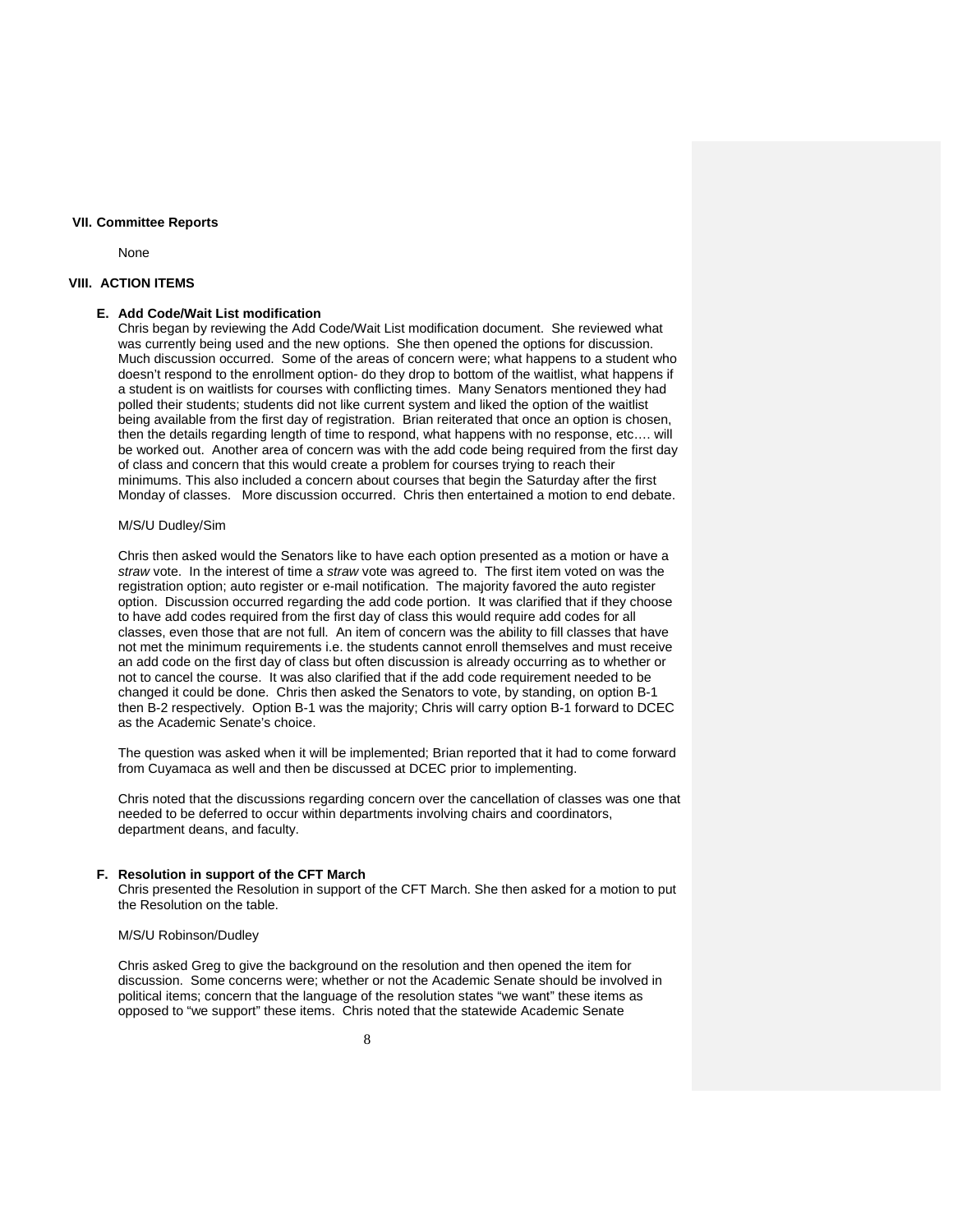## VII. Committee Reports

None

## VIII. ACTION ITEMS

### E. Add Code/Wait List modification

Chris began by reviewing the Add Code/Wait List modification document. She reviewed what was currently being used and the new options. She then opened the options for discussion. Much discussion occurred. Some of the areas of concern were; what happens to a student who doesn't respond to the enrollment option- do they drop to bottom of the waitlist, what happens if a student is on waitlists for courses with conflicting times. Many Senators mentioned they had polled their students; students did not like current system and liked the option of the waitlist being available from the first day of registration. Brian reiterated that once an option is chosen, then the details regarding length of time to respond, what happens with no response, etc…. will be worked out. Another area of concern was with the add code being required from the first day of class and concern that this would create a problem for courses trying to reach their minimums. This also included a concern about courses that begin the Saturday after the first Monday of classes. More discussion occurred. Chris then entertained a motion to end debate.

M/S/U Dudley/Sim

Chris then asked would the Senators like to have each option presented as a motion or have a *straw* vote. In the interest of time a *straw* vote was agreed to. The first item voted on was the registration option; auto register or e-mail notification. The majority favored the auto register option. Discussion occurred regarding the add code portion. It was clarified that if they choose to have add codes required from the first day of class this would require add codes for all classes, even those that are not full. An item of concern was the ability to fill classes that have not met the minimum requirements i.e. the students cannot enroll themselves and must receive an add code on the first day of class but often discussion is already occurring as to whether or not to cancel the course. It was also clarified that if the add code requirement needed to be changed it could be done. Chris then asked the Senators to vote, by standing, on option B-1 then B-2 respectively. Option B-1 was the majority; Chris will carry option B-1 forward to DCEC as the Academic Senate's choice.

The question was asked when it will be implemented; Brian reported that it had to come forward from Cuyamaca as well and then be discussed at DCEC prior to implementing.

Chris noted that the discussions regarding concern over the cancellation of classes was one that needed to be deferred to occur within departments involving chairs and coordinators, department deans, and faculty.

### F. Resolution in support of the CFT March

Chris presented the Resolution in support of the CFT March. She then asked for a motion to put the Resolution on the table.

M/S/U Robinson/Dudley

Chris asked Greg to give the background on the resolution and then opened the item for discussion. Some concerns were; whether or not the Academic Senate should be involved in political items; concern that the language of the resolution states "we want" these items as opposed to "we support" these items. Chris noted that the statewide Academic Senate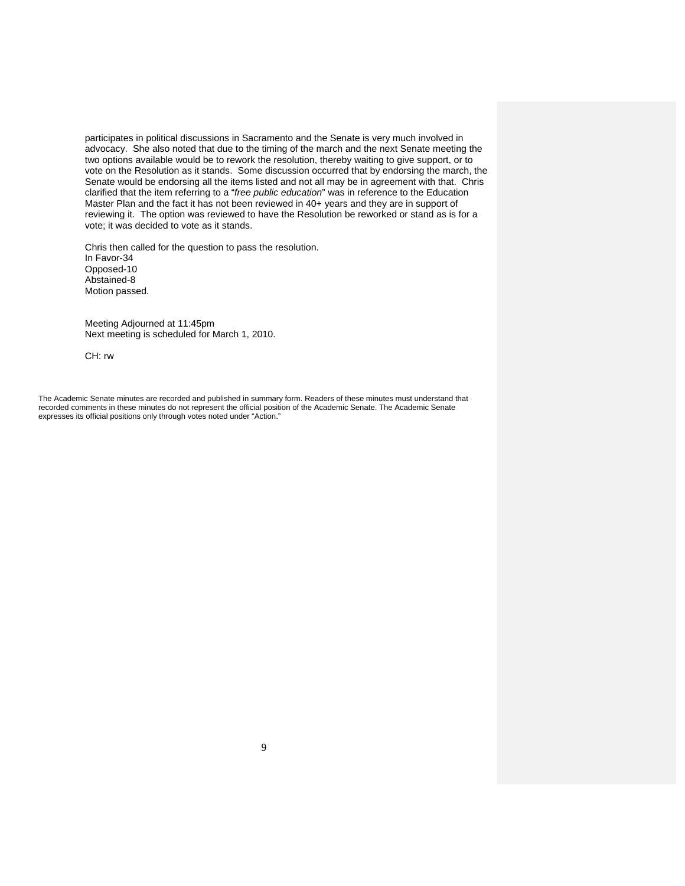participates in political discussions in Sacramento and the Senate is very much involved in advocacy. She also noted that due to the timing of the march and the next Senate meeting the two options available would be to rework the resolution, thereby waiting to give support, or to vote on the Resolution as it stands. Some discussion occurred that by endorsing the march, the Senate would be endorsing all the items listed and not all may be in agreement with that. Chris clarified that the item referring to a "*free public education*" was in reference to the Education Master Plan and the fact it has not been reviewed in 40+ years and they are in support of reviewing it. The option was reviewed to have the Resolution be reworked or stand as is for a vote; it was decided to vote as it stands.

Chris then called for the question to pass the resolution.
In Favor-34
Opposed-10
Abstained-8
Motion passed.

Meeting Adjourned at 11:45pm
Next meeting is scheduled for March 1, 2010.

CH: rw

The Academic Senate minutes are recorded and published in summary form. Readers of these minutes must understand that recorded comments in these minutes do not represent the official position of the Academic Senate. The Academic Senate expresses its official positions only through votes noted under "Action."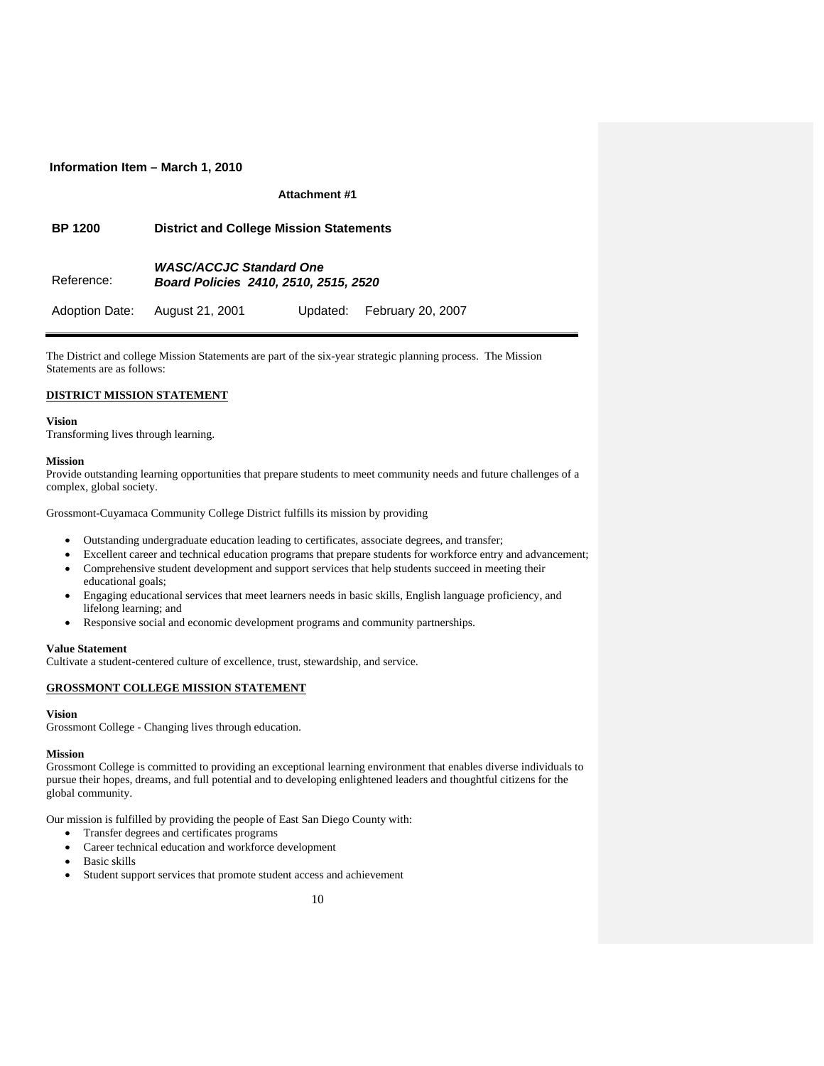**Information Item – March 1, 2010**

**Attachment #1**

| **BP 1200** | **District and College Mission Statements** | | |
|---|---|---|---|
| Reference: | ***WASC/ACCJC Standard One*** ***Board Policies 2410, 2510, 2515, 2520*** | | |
| Adoption Date: | August 21, 2001 | Updated: | February 20, 2007 |

The District and college Mission Statements are part of the six-year strategic planning process. The Mission Statements are as follows:

**DISTRICT MISSION STATEMENT**

**Vision**
Transforming lives through learning.

**Mission**
Provide outstanding learning opportunities that prepare students to meet community needs and future challenges of a complex, global society.

Grossmont-Cuyamaca Community College District fulfills its mission by providing

- Outstanding undergraduate education leading to certificates, associate degrees, and transfer;
- Excellent career and technical education programs that prepare students for workforce entry and advancement;
- Comprehensive student development and support services that help students succeed in meeting their educational goals;
- Engaging educational services that meet learners needs in basic skills, English language proficiency, and lifelong learning; and
- Responsive social and economic development programs and community partnerships.

**Value Statement**
Cultivate a student-centered culture of excellence, trust, stewardship, and service.

**GROSSMONT COLLEGE MISSION STATEMENT**

**Vision**
Grossmont College - Changing lives through education.

**Mission**
Grossmont College is committed to providing an exceptional learning environment that enables diverse individuals to pursue their hopes, dreams, and full potential and to developing enlightened leaders and thoughtful citizens for the global community.

Our mission is fulfilled by providing the people of East San Diego County with:

- Transfer degrees and certificates programs
- Career technical education and workforce development
- Basic skills
- Student support services that promote student access and achievement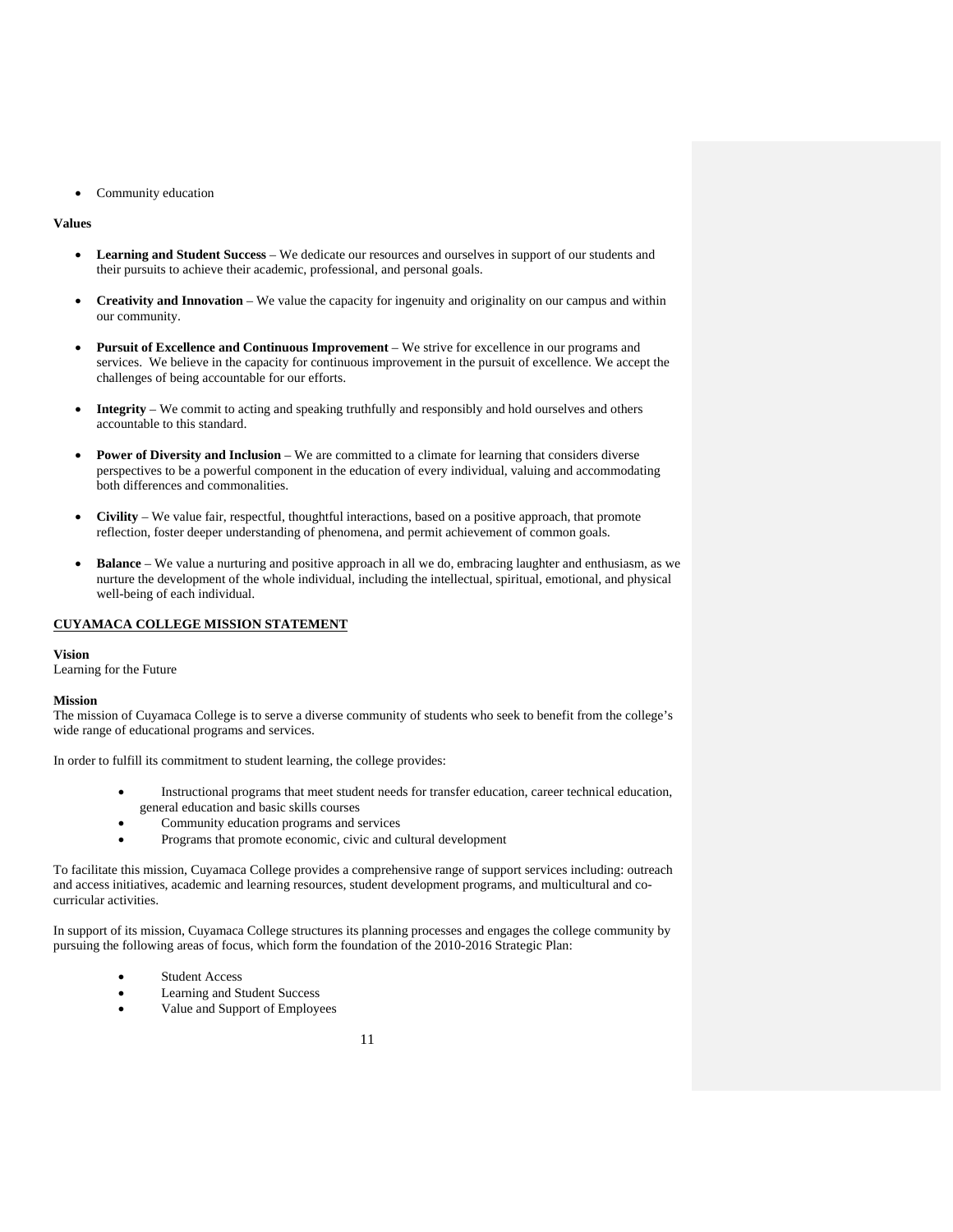- Community education

**Values**

- **Learning and Student Success** – We dedicate our resources and ourselves in support of our students and their pursuits to achieve their academic, professional, and personal goals.

- **Creativity and Innovation** – We value the capacity for ingenuity and originality on our campus and within our community.

- **Pursuit of Excellence and Continuous Improvement** – We strive for excellence in our programs and services. We believe in the capacity for continuous improvement in the pursuit of excellence. We accept the challenges of being accountable for our efforts.

- **Integrity** – We commit to acting and speaking truthfully and responsibly and hold ourselves and others accountable to this standard.

- **Power of Diversity and Inclusion** – We are committed to a climate for learning that considers diverse perspectives to be a powerful component in the education of every individual, valuing and accommodating both differences and commonalities.

- **Civility** – We value fair, respectful, thoughtful interactions, based on a positive approach, that promote reflection, foster deeper understanding of phenomena, and permit achievement of common goals.

- **Balance** – We value a nurturing and positive approach in all we do, embracing laughter and enthusiasm, as we nurture the development of the whole individual, including the intellectual, spiritual, emotional, and physical well-being of each individual.

## CUYAMACA COLLEGE MISSION STATEMENT

**Vision**
Learning for the Future

**Mission**
The mission of Cuyamaca College is to serve a diverse community of students who seek to benefit from the college's wide range of educational programs and services.

In order to fulfill its commitment to student learning, the college provides:

- Instructional programs that meet student needs for transfer education, career technical education, general education and basic skills courses
- Community education programs and services
- Programs that promote economic, civic and cultural development

To facilitate this mission, Cuyamaca College provides a comprehensive range of support services including: outreach and access initiatives, academic and learning resources, student development programs, and multicultural and co-curricular activities.

In support of its mission, Cuyamaca College structures its planning processes and engages the college community by pursuing the following areas of focus, which form the foundation of the 2010-2016 Strategic Plan:

- Student Access
- Learning and Student Success
- Value and Support of Employees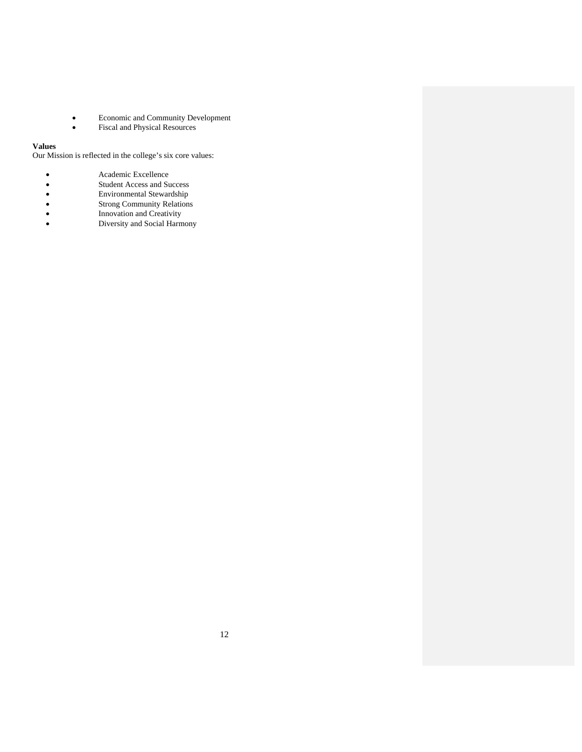- Economic and Community Development
- Fiscal and Physical Resources

**Values**

Our Mission is reflected in the college's six core values:

- Academic Excellence
- Student Access and Success
- Environmental Stewardship
- Strong Community Relations
- Innovation and Creativity
- Diversity and Social Harmony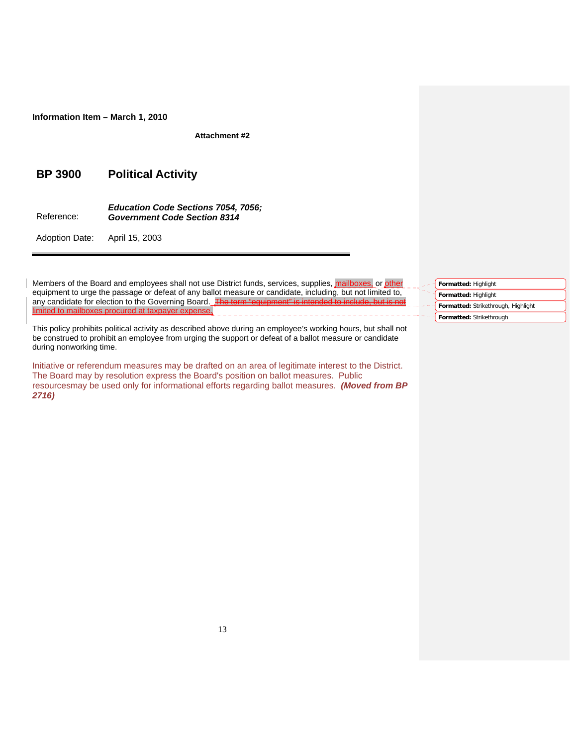**Information Item – March 1, 2010**

**Attachment #2**

## BP 3900 Political Activity

| | |
|---|---|
| Reference: | ***Education Code Sections 7054, 7056; Government Code Section 8314*** |
| Adoption Date: | April 15, 2003 |

---

Members of the Board and employees shall not use District funds, services, supplies, mailboxes, or other equipment to urge the passage or defeat of any ballot measure or candidate, including, but not limited to, any candidate for election to the Governing Board. ~~The term "equipment" is intended to include, but is not limited to mailboxes procured at taxpayer expense.~~

This policy prohibits political activity as described above during an employee's working hours, but shall not be construed to prohibit an employee from urging the support or defeat of a ballot measure or candidate during nonworking time.

Initiative or referendum measures may be drafted on an area of legitimate interest to the District. The Board may by resolution express the Board's position on ballot measures. Public resourcesmay be used only for informational efforts regarding ballot measures. ***(Moved from BP 2716)***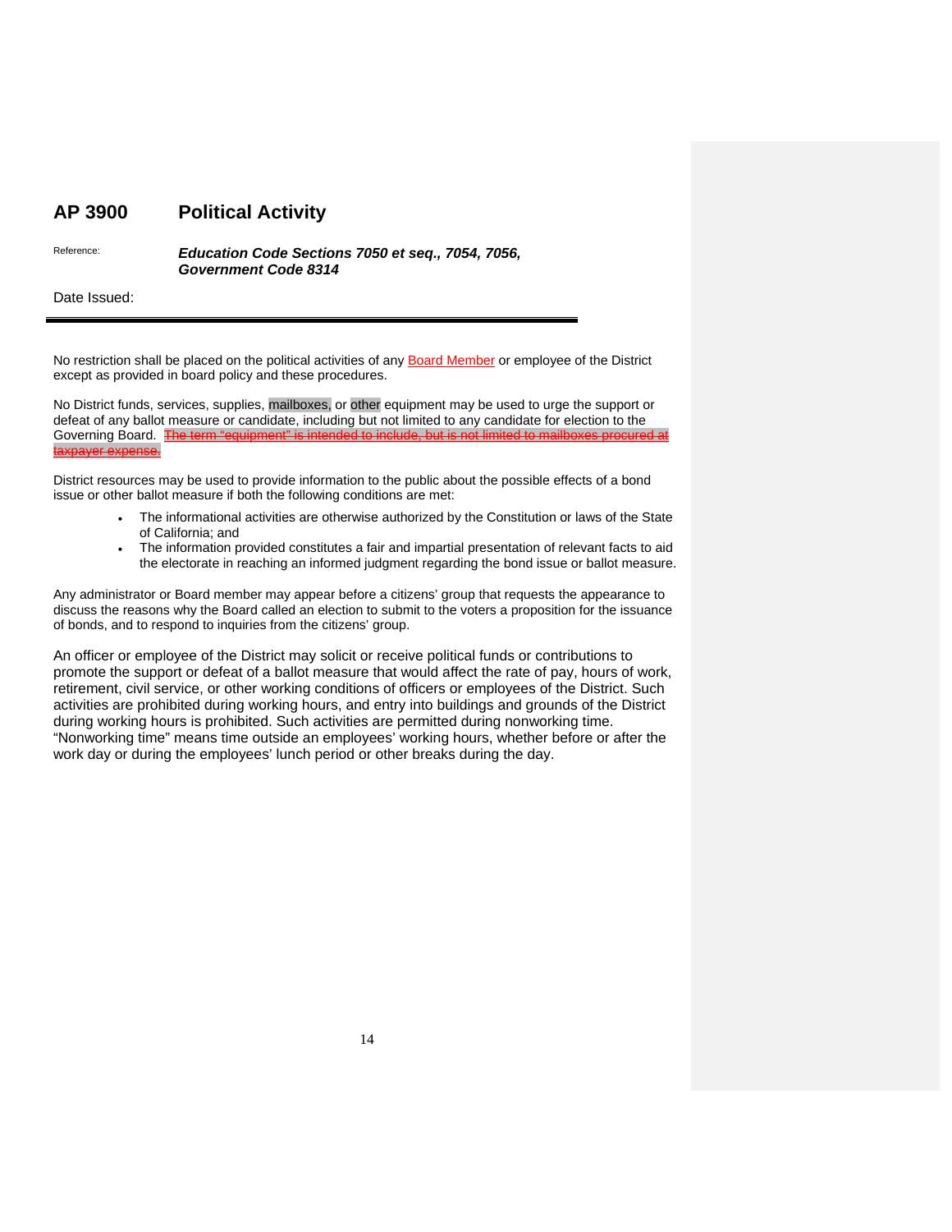# AP 3900 Political Activity

Reference: ***Education Code Sections 7050 et seq., 7054, 7056, Government Code 8314***

Date Issued:

---

No restriction shall be placed on the political activities of any Board Member or employee of the District except as provided in board policy and these procedures.

No District funds, services, supplies, mailboxes, or other equipment may be used to urge the support or defeat of any ballot measure or candidate, including but not limited to any candidate for election to the Governing Board. ~~The term "equipment" is intended to include, but is not limited to mailboxes procured at taxpayer expense.~~

District resources may be used to provide information to the public about the possible effects of a bond issue or other ballot measure if both the following conditions are met:

- The informational activities are otherwise authorized by the Constitution or laws of the State of California; and
- The information provided constitutes a fair and impartial presentation of relevant facts to aid the electorate in reaching an informed judgment regarding the bond issue or ballot measure.

Any administrator or Board member may appear before a citizens' group that requests the appearance to discuss the reasons why the Board called an election to submit to the voters a proposition for the issuance of bonds, and to respond to inquiries from the citizens' group.

An officer or employee of the District may solicit or receive political funds or contributions to promote the support or defeat of a ballot measure that would affect the rate of pay, hours of work, retirement, civil service, or other working conditions of officers or employees of the District. Such activities are prohibited during working hours, and entry into buildings and grounds of the District during working hours is prohibited. Such activities are permitted during nonworking time. "Nonworking time" means time outside an employees' working hours, whether before or after the work day or during the employees' lunch period or other breaks during the day.